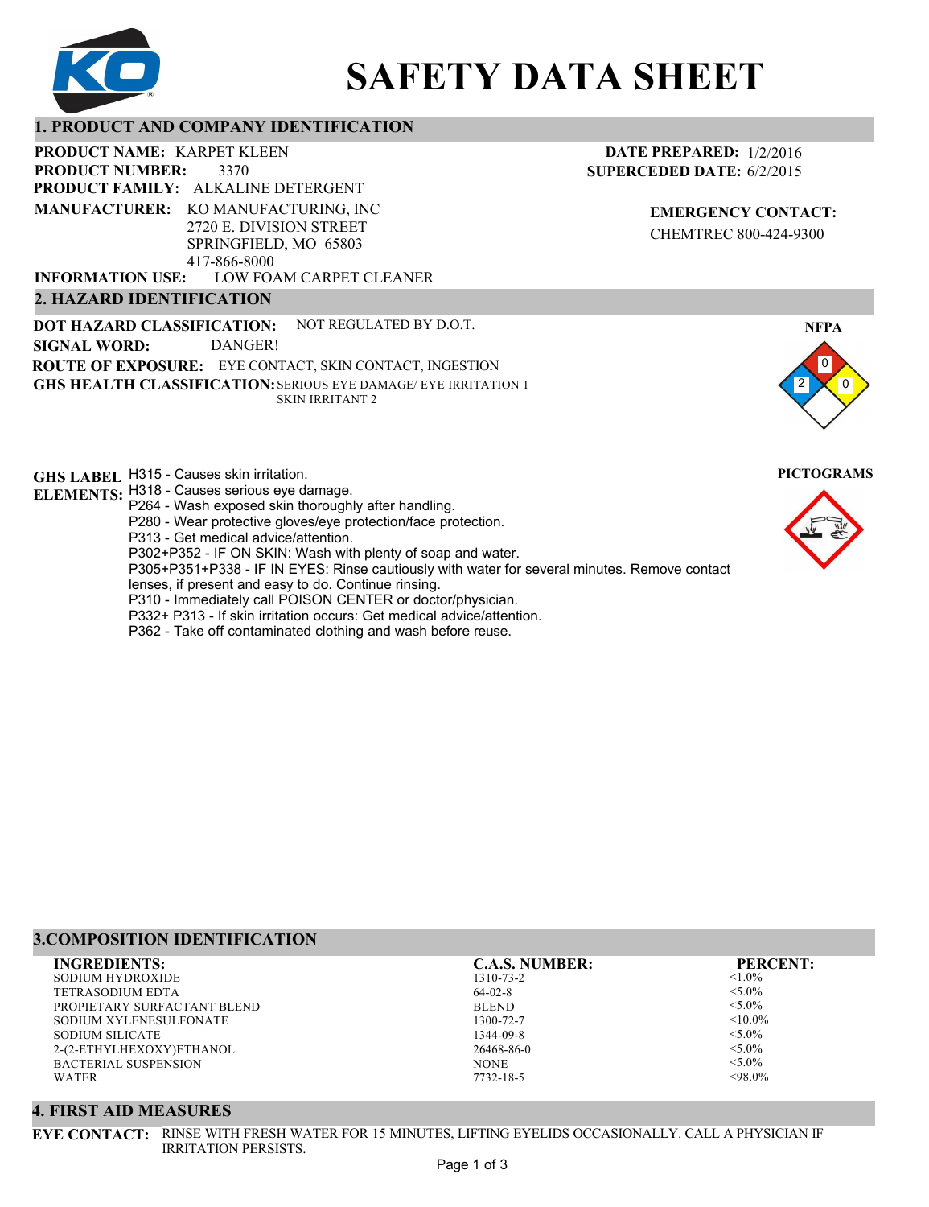# SAFETY DATA SHEET

## 1. PRODUCT AND COMPANY IDENTIFICATION

**PRODUCT NAME:** KARPET KLEEN
**PRODUCT NUMBER:** 3370
**PRODUCT FAMILY:** ALKALINE DETERGENT
**MANUFACTURER:** KO MANUFACTURING, INC
2720 E. DIVISION STREET
SPRINGFIELD, MO 65803
417-866-8000
**INFORMATION USE:** LOW FOAM CARPET CLEANER

**DATE PREPARED:** 1/2/2016
**SUPERCEDED DATE:** 6/2/2015

**EMERGENCY CONTACT:**
CHEMTREC 800-424-9300

## 2. HAZARD IDENTIFICATION

**DOT HAZARD CLASSIFICATION:** NOT REGULATED BY D.O.T.
**SIGNAL WORD:** DANGER!
**ROUTE OF EXPOSURE:** EYE CONTACT, SKIN CONTACT, INGESTION
**GHS HEALTH CLASSIFICATION:** SERIOUS EYE DAMAGE/ EYE IRRITATION 1
SKIN IRRITANT 2

**NFPA**
Health: 2, Flammability: 0, Instability: 0

**GHS LABEL ELEMENTS:**
- H315 - Causes skin irritation.
- H318 - Causes serious eye damage.
- P264 - Wash exposed skin thoroughly after handling.
- P280 - Wear protective gloves/eye protection/face protection.
- P313 - Get medical advice/attention.
- P302+P352 - IF ON SKIN: Wash with plenty of soap and water.
- P305+P351+P338 - IF IN EYES: Rinse cautiously with water for several minutes. Remove contact lenses, if present and easy to do. Continue rinsing.
- P310 - Immediately call POISON CENTER or doctor/physician.
- P332+ P313 - If skin irritation occurs: Get medical advice/attention.
- P362 - Take off contaminated clothing and wash before reuse.

**PICTOGRAMS**

## 3.COMPOSITION IDENTIFICATION

| INGREDIENTS: | C.A.S. NUMBER: | PERCENT: |
|---|---|---|
| SODIUM HYDROXIDE | 1310-73-2 | <1.0% |
| TETRASODIUM EDTA | 64-02-8 | <5.0% |
| PROPIETARY SURFACTANT BLEND | BLEND | <5.0% |
| SODIUM XYLENESULFONATE | 1300-72-7 | <10.0% |
| SODIUM SILICATE | 1344-09-8 | <5.0% |
| 2-(2-ETHYLHEXOXY)ETHANOL | 26468-86-0 | <5.0% |
| BACTERIAL SUSPENSION | NONE | <5.0% |
| WATER | 7732-18-5 | <98.0% |

## 4. FIRST AID MEASURES

**EYE CONTACT:** RINSE WITH FRESH WATER FOR 15 MINUTES, LIFTING EYELIDS OCCASIONALLY. CALL A PHYSICIAN IF IRRITATION PERSISTS.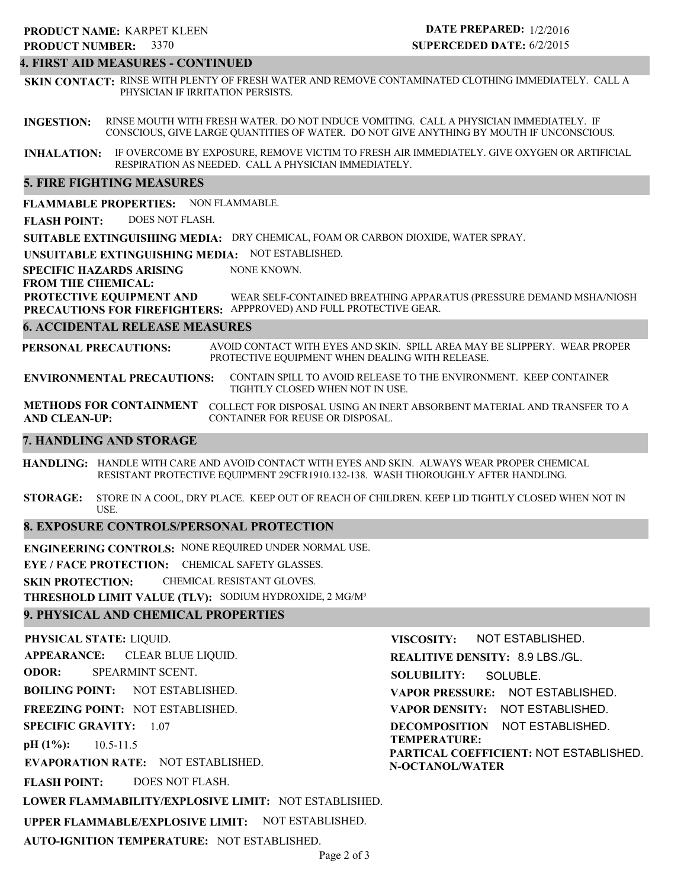**PRODUCT NAME:** KARPET KLEEN
**PRODUCT NUMBER:** 3370

**DATE PREPARED:** 1/2/2016
**SUPERCEDED DATE:** 6/2/2015

## 4. FIRST AID MEASURES - CONTINUED

**SKIN CONTACT:** RINSE WITH PLENTY OF FRESH WATER AND REMOVE CONTAMINATED CLOTHING IMMEDIATELY. CALL A PHYSICIAN IF IRRITATION PERSISTS.

**INGESTION:** RINSE MOUTH WITH FRESH WATER. DO NOT INDUCE VOMITING. CALL A PHYSICIAN IMMEDIATELY. IF CONSCIOUS, GIVE LARGE QUANTITIES OF WATER. DO NOT GIVE ANYTHING BY MOUTH IF UNCONSCIOUS.

**INHALATION:** IF OVERCOME BY EXPOSURE, REMOVE VICTIM TO FRESH AIR IMMEDIATELY. GIVE OXYGEN OR ARTIFICIAL RESPIRATION AS NEEDED. CALL A PHYSICIAN IMMEDIATELY.

## 5. FIRE FIGHTING MEASURES

**FLAMMABLE PROPERTIES:** NON FLAMMABLE.

**FLASH POINT:** DOES NOT FLASH.

**SUITABLE EXTINGUISHING MEDIA:** DRY CHEMICAL, FOAM OR CARBON DIOXIDE, WATER SPRAY.

**UNSUITABLE EXTINGUISHING MEDIA:** NOT ESTABLISHED.

**SPECIFIC HAZARDS ARISING FROM THE CHEMICAL:** NONE KNOWN.

**PROTECTIVE EQUIPMENT AND PRECAUTIONS FOR FIREFIGHTERS:** WEAR SELF-CONTAINED BREATHING APPARATUS (PRESSURE DEMAND MSHA/NIOSH APPPROVED) AND FULL PROTECTIVE GEAR.

## 6. ACCIDENTAL RELEASE MEASURES

**PERSONAL PRECAUTIONS:** AVOID CONTACT WITH EYES AND SKIN. SPILL AREA MAY BE SLIPPERY. WEAR PROPER PROTECTIVE EQUIPMENT WHEN DEALING WITH RELEASE.

**ENVIRONMENTAL PRECAUTIONS:** CONTAIN SPILL TO AVOID RELEASE TO THE ENVIRONMENT. KEEP CONTAINER TIGHTLY CLOSED WHEN NOT IN USE.

**METHODS FOR CONTAINMENT AND CLEAN-UP:** COLLECT FOR DISPOSAL USING AN INERT ABSORBENT MATERIAL AND TRANSFER TO A CONTAINER FOR REUSE OR DISPOSAL.

## 7. HANDLING AND STORAGE

**HANDLING:** HANDLE WITH CARE AND AVOID CONTACT WITH EYES AND SKIN. ALWAYS WEAR PROPER CHEMICAL RESISTANT PROTECTIVE EQUIPMENT 29CFR1910.132-138. WASH THOROUGHLY AFTER HANDLING.

**STORAGE:** STORE IN A COOL, DRY PLACE. KEEP OUT OF REACH OF CHILDREN. KEEP LID TIGHTLY CLOSED WHEN NOT IN USE.

## 8. EXPOSURE CONTROLS/PERSONAL PROTECTION

**ENGINEERING CONTROLS:** NONE REQUIRED UNDER NORMAL USE.

**EYE / FACE PROTECTION:** CHEMICAL SAFETY GLASSES.

**SKIN PROTECTION:** CHEMICAL RESISTANT GLOVES.

**THRESHOLD LIMIT VALUE (TLV):** SODIUM HYDROXIDE, 2 MG/M³

## 9. PHYSICAL AND CHEMICAL PROPERTIES

**PHYSICAL STATE:** LIQUID.

**APPEARANCE:** CLEAR BLUE LIQUID.

**ODOR:** SPEARMINT SCENT.

**BOILING POINT:** NOT ESTABLISHED.

**FREEZING POINT:** NOT ESTABLISHED.

**SPECIFIC GRAVITY:** 1.07

**pH (1%):** 10.5-11.5

**EVAPORATION RATE:** NOT ESTABLISHED.

**FLASH POINT:** DOES NOT FLASH.

**LOWER FLAMMABILITY/EXPLOSIVE LIMIT:** NOT ESTABLISHED.

**UPPER FLAMMABLE/EXPLOSIVE LIMIT:** NOT ESTABLISHED.

**AUTO-IGNITION TEMPERATURE:** NOT ESTABLISHED.

**VISCOSITY:** NOT ESTABLISHED.

**REALITIVE DENSITY:** 8.9 LBS./GL.

**SOLUBILITY:** SOLUBLE.

**VAPOR PRESSURE:** NOT ESTABLISHED.

**VAPOR DENSITY:** NOT ESTABLISHED.

**DECOMPOSITION TEMPERATURE:** NOT ESTABLISHED.

**PARTICAL COEFFICIENT: N-OCTANOL/WATER** NOT ESTABLISHED.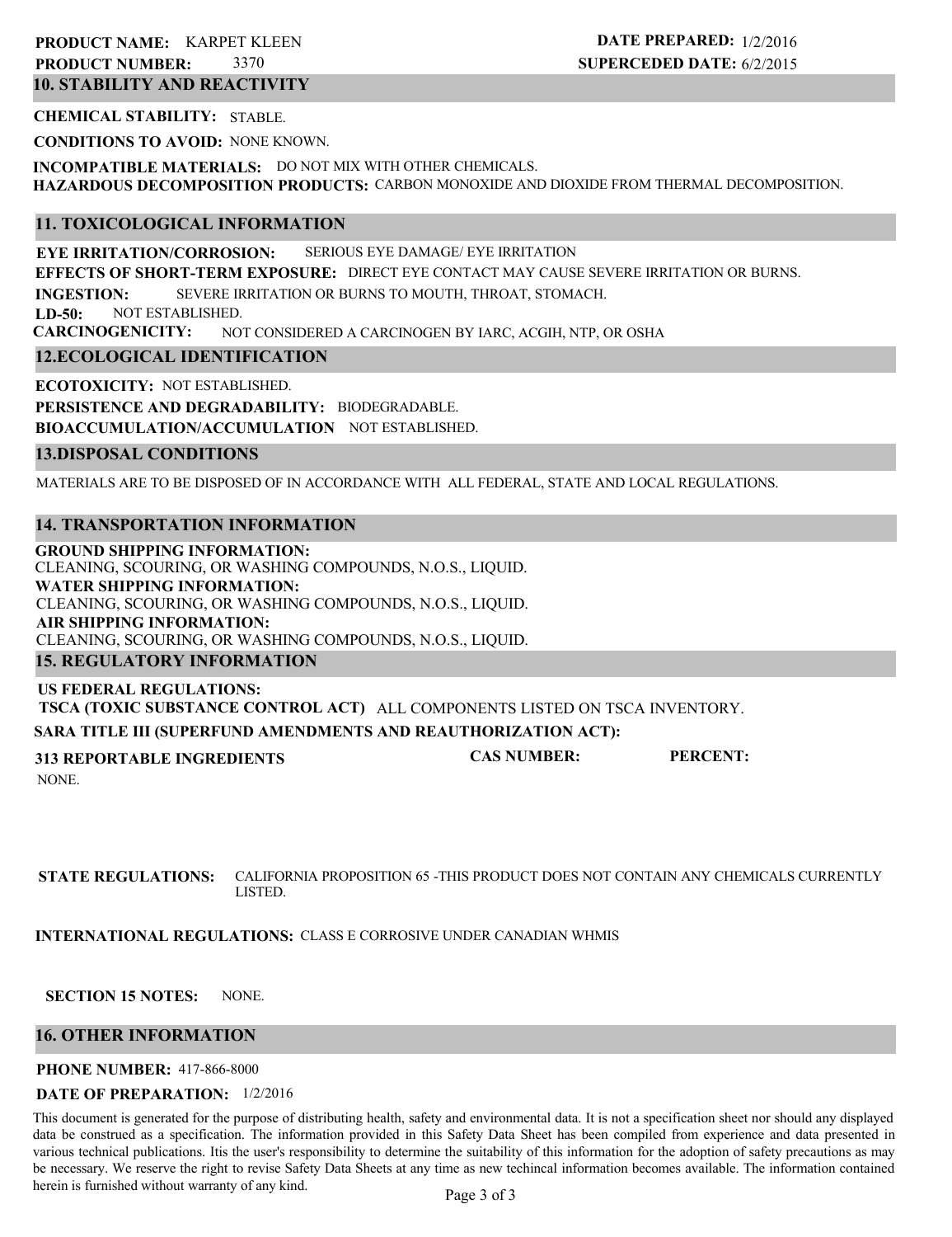**PRODUCT NAME:** KARPET KLEEN
**PRODUCT NUMBER:** 3370

**DATE PREPARED:** 1/2/2016
**SUPERCEDED DATE:** 6/2/2015

## 10. STABILITY AND REACTIVITY

**CHEMICAL STABILITY:** STABLE.

**CONDITIONS TO AVOID:** NONE KNOWN.

**INCOMPATIBLE MATERIALS:** DO NOT MIX WITH OTHER CHEMICALS.

**HAZARDOUS DECOMPOSITION PRODUCTS:** CARBON MONOXIDE AND DIOXIDE FROM THERMAL DECOMPOSITION.

## 11. TOXICOLOGICAL INFORMATION

**EYE IRRITATION/CORROSION:** SERIOUS EYE DAMAGE/ EYE IRRITATION

**EFFECTS OF SHORT-TERM EXPOSURE:** DIRECT EYE CONTACT MAY CAUSE SEVERE IRRITATION OR BURNS.

**INGESTION:** SEVERE IRRITATION OR BURNS TO MOUTH, THROAT, STOMACH.

**LD-50:** NOT ESTABLISHED.

**CARCINOGENICITY:** NOT CONSIDERED A CARCINOGEN BY IARC, ACGIH, NTP, OR OSHA

## 12.ECOLOGICAL IDENTIFICATION

**ECOTOXICITY:** NOT ESTABLISHED.

**PERSISTENCE AND DEGRADABILITY:** BIODEGRADABLE.

**BIOACCUMULATION/ACCUMULATION** NOT ESTABLISHED.

## 13.DISPOSAL CONDITIONS

MATERIALS ARE TO BE DISPOSED OF IN ACCORDANCE WITH ALL FEDERAL, STATE AND LOCAL REGULATIONS.

## 14. TRANSPORTATION INFORMATION

**GROUND SHIPPING INFORMATION:**
CLEANING, SCOURING, OR WASHING COMPOUNDS, N.O.S., LIQUID.

**WATER SHIPPING INFORMATION:**
CLEANING, SCOURING, OR WASHING COMPOUNDS, N.O.S., LIQUID.

**AIR SHIPPING INFORMATION:**
CLEANING, SCOURING, OR WASHING COMPOUNDS, N.O.S., LIQUID.

## 15. REGULATORY INFORMATION

**US FEDERAL REGULATIONS:**

**TSCA (TOXIC SUBSTANCE CONTROL ACT)** ALL COMPONENTS LISTED ON TSCA INVENTORY.

**SARA TITLE III (SUPERFUND AMENDMENTS AND REAUTHORIZATION ACT):**

| 313 REPORTABLE INGREDIENTS | CAS NUMBER: | PERCENT: |
|---|---|---|
| NONE. | | |

**STATE REGULATIONS:** CALIFORNIA PROPOSITION 65 -THIS PRODUCT DOES NOT CONTAIN ANY CHEMICALS CURRENTLY LISTED.

**INTERNATIONAL REGULATIONS:** CLASS E CORROSIVE UNDER CANADIAN WHMIS

**SECTION 15 NOTES:** NONE.

## 16. OTHER INFORMATION

**PHONE NUMBER:** 417-866-8000

**DATE OF PREPARATION:** 1/2/2016

This document is generated for the purpose of distributing health, safety and environmental data. It is not a specification sheet nor should any displayed data be construed as a specification. The information provided in this Safety Data Sheet has been compiled from experience and data presented in various technical publications. Itis the user's responsibility to determine the suitability of this information for the adoption of safety precautions as may be necessary. We reserve the right to revise Safety Data Sheets at any time as new techincal information becomes available. The information contained herein is furnished without warranty of any kind.